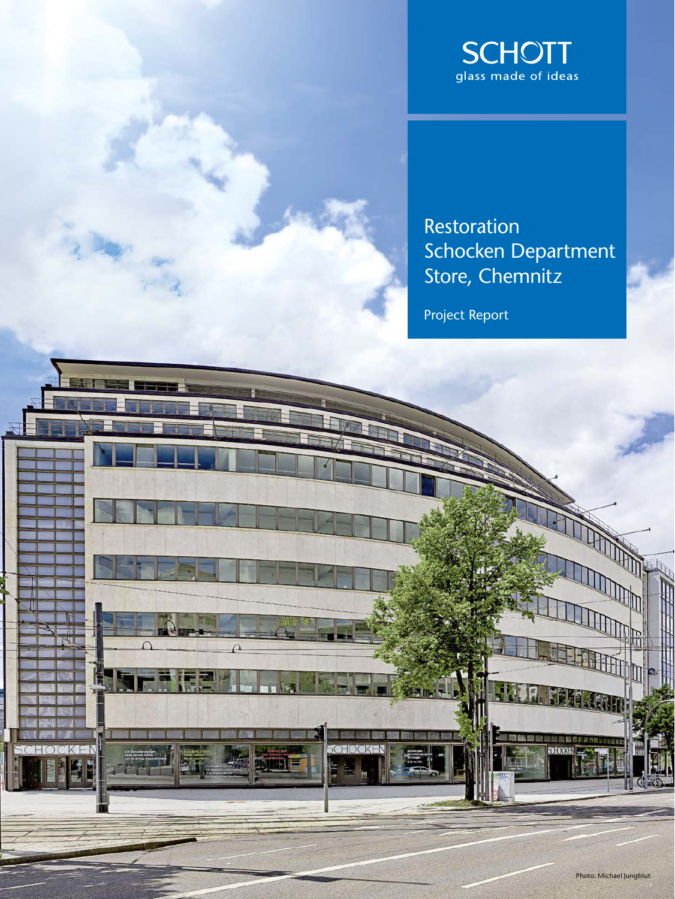SCHOTT
glass made of ideas

# Restoration Schocken Department Store, Chemnitz

Project Report

Photo: Michael Jungblut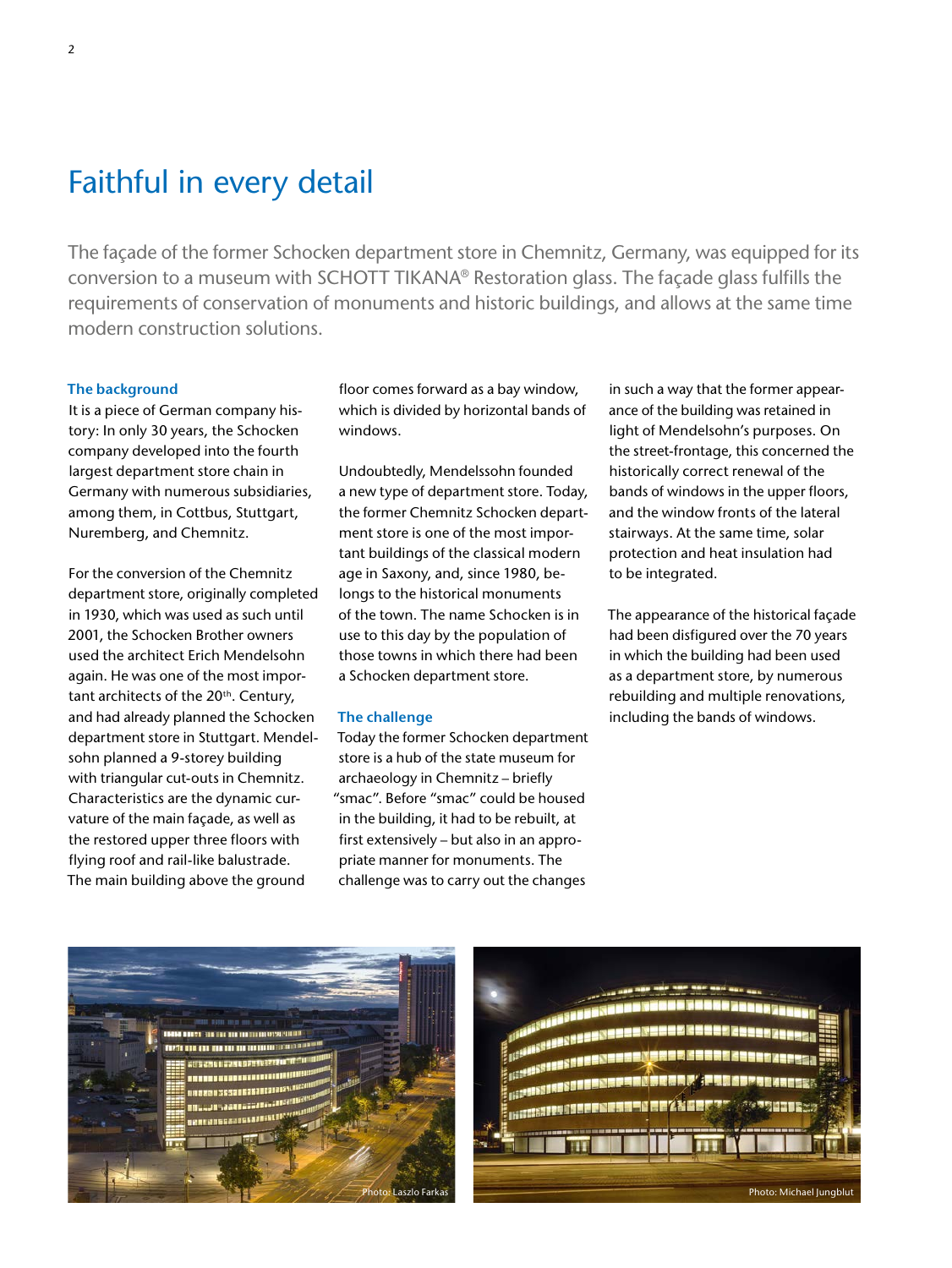# Faithful in every detail

The façade of the former Schocken department store in Chemnitz, Germany, was equipped for its conversion to a museum with SCHOTT TIKANA® Restoration glass. The façade glass fulfills the requirements of conservation of monuments and historic buildings, and allows at the same time modern construction solutions.

### The background

It is a piece of German company history: In only 30 years, the Schocken company developed into the fourth largest department store chain in Germany with numerous subsidiaries, among them, in Cottbus, Stuttgart, Nuremberg, and Chemnitz.

For the conversion of the Chemnitz department store, originally completed in 1930, which was used as such until 2001, the Schocken Brother owners used the architect Erich Mendelsohn again. He was one of the most important architects of the 20th. Century, and had already planned the Schocken department store in Stuttgart. Mendelsohn planned a 9-storey building with triangular cut-outs in Chemnitz. Characteristics are the dynamic curvature of the main façade, as well as the restored upper three floors with flying roof and rail-like balustrade. The main building above the ground floor comes forward as a bay window, which is divided by horizontal bands of windows.

Undoubtedly, Mendelssohn founded a new type of department store. Today, the former Chemnitz Schocken department store is one of the most important buildings of the classical modern age in Saxony, and, since 1980, belongs to the historical monuments of the town. The name Schocken is in use to this day by the population of those towns in which there had been a Schocken department store.

### The challenge

Today the former Schocken department store is a hub of the state museum for archaeology in Chemnitz – briefly "smac". Before "smac" could be housed in the building, it had to be rebuilt, at first extensively – but also in an appropriate manner for monuments. The challenge was to carry out the changes in such a way that the former appearance of the building was retained in light of Mendelsohn's purposes. On the street-frontage, this concerned the historically correct renewal of the bands of windows in the upper floors, and the window fronts of the lateral stairways. At the same time, solar protection and heat insulation had to be integrated.

The appearance of the historical façade had been disfigured over the 70 years in which the building had been used as a department store, by numerous rebuilding and multiple renovations, including the bands of windows.

Photo: Laszlo Farkas

Photo: Michael Jungblut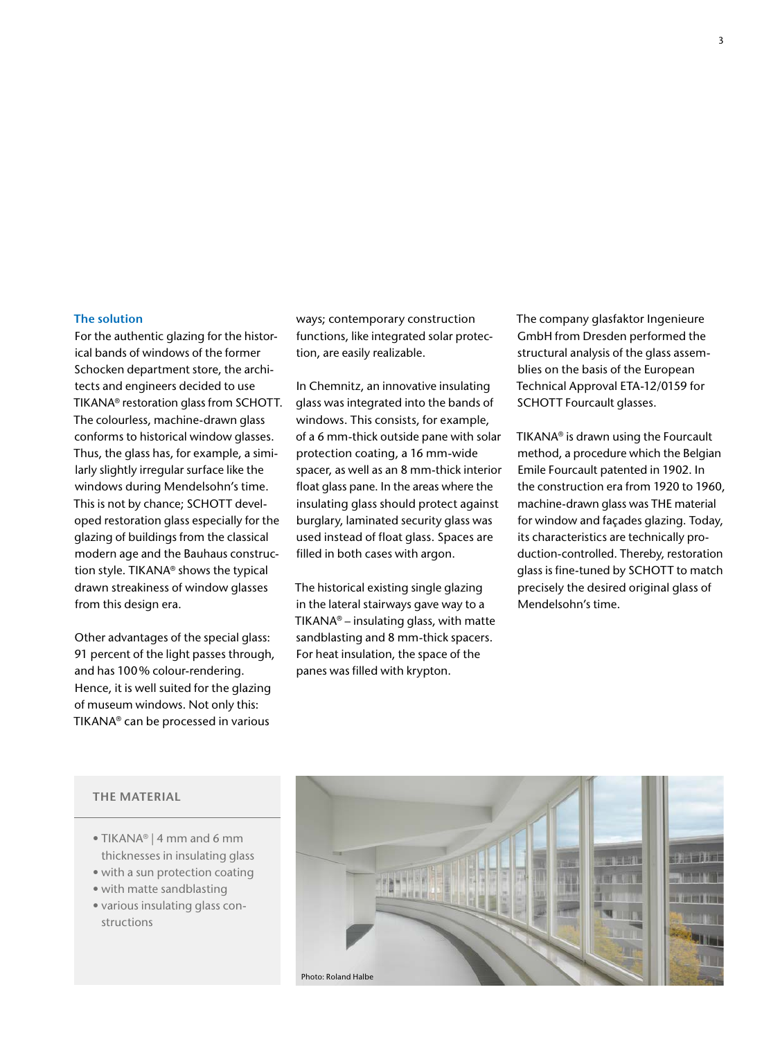## The solution

For the authentic glazing for the historical bands of windows of the former Schocken department store, the architects and engineers decided to use TIKANA® restoration glass from SCHOTT. The colourless, machine-drawn glass conforms to historical window glasses. Thus, the glass has, for example, a similarly slightly irregular surface like the windows during Mendelsohn's time. This is not by chance; SCHOTT developed restoration glass especially for the glazing of buildings from the classical modern age and the Bauhaus construction style. TIKANA® shows the typical drawn streakiness of window glasses from this design era.

Other advantages of the special glass: 91 percent of the light passes through, and has 100 % colour-rendering. Hence, it is well suited for the glazing of museum windows. Not only this: TIKANA® can be processed in various ways; contemporary construction functions, like integrated solar protection, are easily realizable.

In Chemnitz, an innovative insulating glass was integrated into the bands of windows. This consists, for example, of a 6 mm-thick outside pane with solar protection coating, a 16 mm-wide spacer, as well as an 8 mm-thick interior float glass pane. In the areas where the insulating glass should protect against burglary, laminated security glass was used instead of float glass. Spaces are filled in both cases with argon.

The historical existing single glazing in the lateral stairways gave way to a TIKANA® – insulating glass, with matte sandblasting and 8 mm-thick spacers. For heat insulation, the space of the panes was filled with krypton.

The company glasfaktor Ingenieure GmbH from Dresden performed the structural analysis of the glass assemblies on the basis of the European Technical Approval ETA-12/0159 for SCHOTT Fourcault glasses.

TIKANA® is drawn using the Fourcault method, a procedure which the Belgian Emile Fourcault patented in 1902. In the construction era from 1920 to 1960, machine-drawn glass was THE material for window and façades glazing. Today, its characteristics are technically production-controlled. Thereby, restoration glass is fine-tuned by SCHOTT to match precisely the desired original glass of Mendelsohn's time.

### THE MATERIAL

- TIKANA® | 4 mm and 6 mm thicknesses in insulating glass
- with a sun protection coating
- with matte sandblasting
- various insulating glass constructions

Photo: Roland Halbe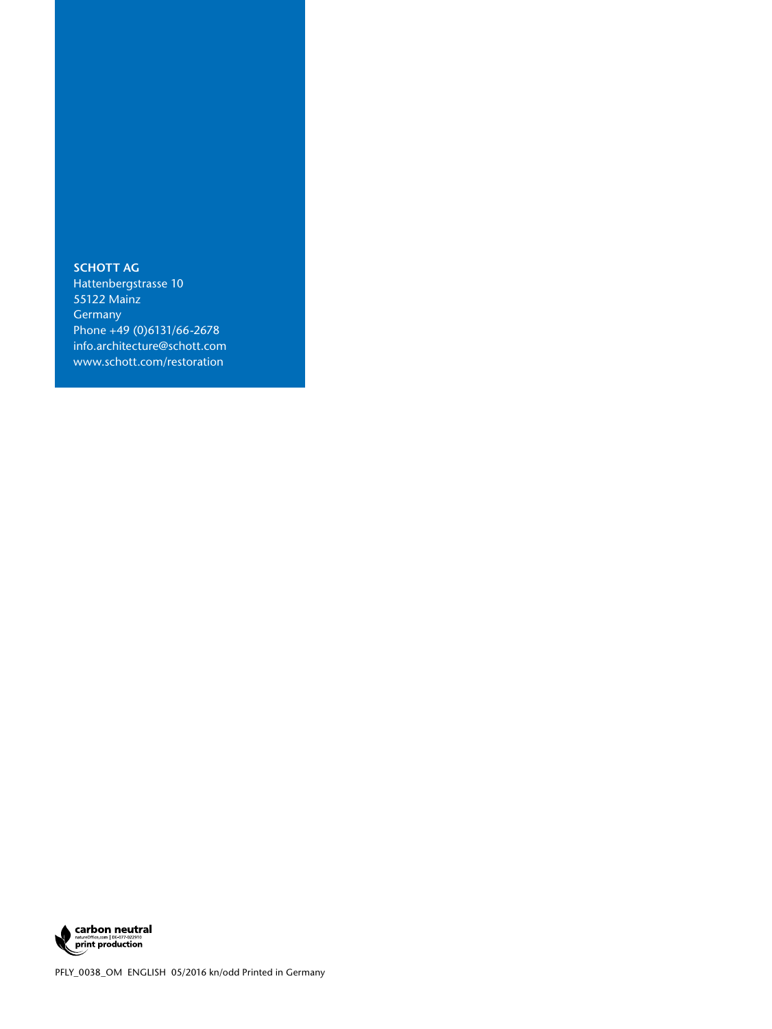**SCHOTT AG**
Hattenbergstrasse 10
55122 Mainz
Germany
Phone +49 (0)6131/66-2678
info.architecture@schott.com
www.schott.com/restoration

carbon neutral
natureOffice.com | DE-077-022910
print production

PFLY_0038_OM ENGLISH 05/2016 kn/odd Printed in Germany